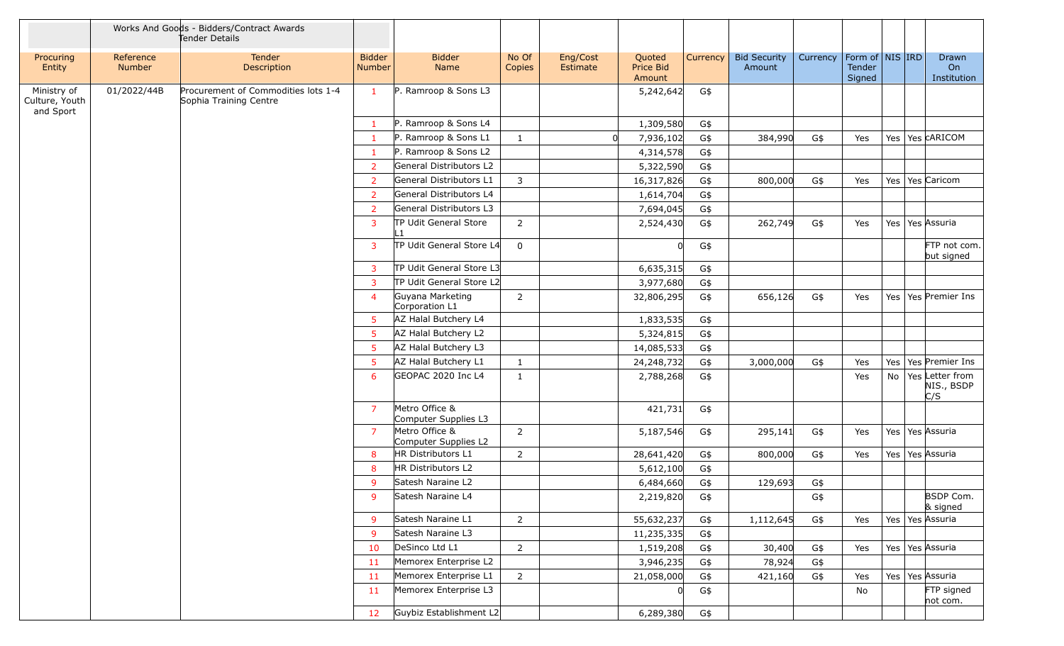| | Works And Goods - Bidders/Contract Awards Tender Details | | | | | | | | | | | | | |
|---|---|---|---|---|---|---|---|---|---|---|---|---|---|---|
| Procuring Entity | Reference Number | Tender Description | Bidder Number | Bidder Name | No Of Copies | Eng/Cost Estimate | Quoted Price Bid Amount | Currency | Bid Security Amount | Currency | Form of Tender Signed | NIS | IRD | Drawn On Institution |
| Ministry of Culture, Youth and Sport | 01/2022/44B | Procurement of Commodities lots 1-4 Sophia Training Centre | 1 | P. Ramroop & Sons L3 | | | 5,242,642 | G$ | | | | | | |
| | | | 1 | P. Ramroop & Sons L4 | | | 1,309,580 | G$ | | | | | | |
| | | | 1 | P. Ramroop & Sons L1 | 1 | 0 | 7,936,102 | G$ | 384,990 | G$ | Yes | Yes | Yes | CARICOM |
| | | | 1 | P. Ramroop & Sons L2 | | | 4,314,578 | G$ | | | | | | |
| | | | 2 | General Distributors L2 | | | 5,322,590 | G$ | | | | | | |
| | | | 2 | General Distributors L1 | 3 | | 16,317,826 | G$ | 800,000 | G$ | Yes | Yes | Yes | Caricom |
| | | | 2 | General Distributors L4 | | | 1,614,704 | G$ | | | | | | |
| | | | 2 | General Distributors L3 | | | 7,694,045 | G$ | | | | | | |
| | | | 3 | TP Udit General Store L1 | 2 | | 2,524,430 | G$ | 262,749 | G$ | Yes | Yes | Yes | Assuria |
| | | | 3 | TP Udit General Store L4 | 0 | | 0 | G$ | | | | | | FTP not com. but signed |
| | | | 3 | TP Udit General Store L3 | | | 6,635,315 | G$ | | | | | | |
| | | | 3 | TP Udit General Store L2 | | | 3,977,680 | G$ | | | | | | |
| | | | 4 | Guyana Marketing Corporation L1 | 2 | | 32,806,295 | G$ | 656,126 | G$ | Yes | Yes | Yes | Premier Ins |
| | | | 5 | AZ Halal Butchery L4 | | | 1,833,535 | G$ | | | | | | |
| | | | 5 | AZ Halal Butchery L2 | | | 5,324,815 | G$ | | | | | | |
| | | | 5 | AZ Halal Butchery L3 | | | 14,085,533 | G$ | | | | | | |
| | | | 5 | AZ Halal Butchery L1 | 1 | | 24,248,732 | G$ | 3,000,000 | G$ | Yes | Yes | Yes | Premier Ins |
| | | | 6 | GEOPAC 2020 Inc L4 | 1 | | 2,788,268 | G$ | | | Yes | No | Yes | Letter from NIS., BSDP C/S |
| | | | 7 | Metro Office & Computer Supplies L3 | | | 421,731 | G$ | | | | | | |
| | | | 7 | Metro Office & Computer Supplies L2 | 2 | | 5,187,546 | G$ | 295,141 | G$ | Yes | Yes | Yes | Assuria |
| | | | 8 | HR Distributors L1 | 2 | | 28,641,420 | G$ | 800,000 | G$ | Yes | Yes | Yes | Assuria |
| | | | 8 | HR Distributors L2 | | | 5,612,100 | G$ | | | | | | |
| | | | 9 | Satesh Naraine L2 | | | 6,484,660 | G$ | 129,693 | G$ | | | | |
| | | | 9 | Satesh Naraine L4 | | | 2,219,820 | G$ | | G$ | | | | BSDP Com. & signed |
| | | | 9 | Satesh Naraine L1 | 2 | | 55,632,237 | G$ | 1,112,645 | G$ | Yes | Yes | Yes | Assuria |
| | | | 9 | Satesh Naraine L3 | | | 11,235,335 | G$ | | | | | | |
| | | | 10 | DeSinco Ltd L1 | 2 | | 1,519,208 | G$ | 30,400 | G$ | Yes | Yes | Yes | Assuria |
| | | | 11 | Memorex Enterprise L2 | | | 3,946,235 | G$ | 78,924 | G$ | | | | |
| | | | 11 | Memorex Enterprise L1 | 2 | | 21,058,000 | G$ | 421,160 | G$ | Yes | Yes | Yes | Assuria |
| | | | 11 | Memorex Enterprise L3 | | | 0 | G$ | | | No | | | FTP signed not com. |
| | | | 12 | Guybiz Establishment L2 | | | 6,289,380 | G$ | | | | | | |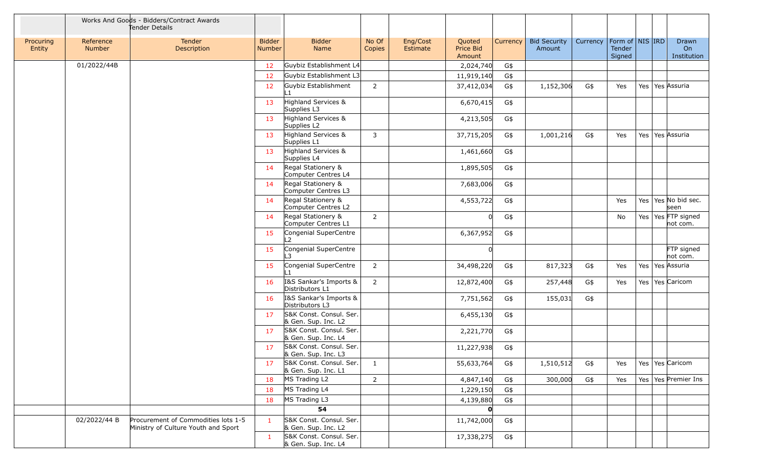| | Works And Goods - Bidders/Contract Awards Tender Details | | | | | | | | | | | | | |
|---|---|---|---|---|---|---|---|---|---|---|---|---|---|---|
| Procuring Entity | Reference Number | Tender Description | Bidder Number | Bidder Name | No Of Copies | Eng/Cost Estimate | Quoted Price Bid Amount | Currency | Bid Security Amount | Currency | Form of Tender Signed | NIS | IRD | Drawn On Institution |
| | 01/2022/44B | | 12 | Guybiz Establishment L4 | | | 2,024,740 | G$ | | | | | | |
| | | | 12 | Guybiz Establishment L3 | | | 11,919,140 | G$ | | | | | | |
| | | | 12 | Guybiz Establishment L1 | 2 | | 37,412,034 | G$ | 1,152,306 | G$ | Yes | Yes | Yes | Assuria |
| | | | 13 | Highland Services & Supplies L3 | | | 6,670,415 | G$ | | | | | | |
| | | | 13 | Highland Services & Supplies L2 | | | 4,213,505 | G$ | | | | | | |
| | | | 13 | Highland Services & Supplies L1 | 3 | | 37,715,205 | G$ | 1,001,216 | G$ | Yes | Yes | Yes | Assuria |
| | | | 13 | Highland Services & Supplies L4 | | | 1,461,660 | G$ | | | | | | |
| | | | 14 | Regal Stationery & Computer Centres L4 | | | 1,895,505 | G$ | | | | | | |
| | | | 14 | Regal Stationery & Computer Centres L3 | | | 7,683,006 | G$ | | | | | | |
| | | | 14 | Regal Stationery & Computer Centres L2 | | | 4,553,722 | G$ | | | Yes | Yes | Yes | No bid sec. seen |
| | | | 14 | Regal Stationery & Computer Centres L1 | 2 | | 0 | G$ | | | No | Yes | Yes | FTP signed not com. |
| | | | 15 | Congenial SuperCentre L2 | | | 6,367,952 | G$ | | | | | | |
| | | | 15 | Congenial SuperCentre L3 | | | 0 | | | | | | | FTP signed not com. |
| | | | 15 | Congenial SuperCentre L1 | 2 | | 34,498,220 | G$ | 817,323 | G$ | Yes | Yes | Yes | Assuria |
| | | | 16 | I&S Sankar's Imports & Distributors L1 | 2 | | 12,872,400 | G$ | 257,448 | G$ | Yes | Yes | Yes | Caricom |
| | | | 16 | I&S Sankar's Imports & Distributors L3 | | | 7,751,562 | G$ | 155,031 | G$ | | | | |
| | | | 17 | S&K Const. Consul. Ser. & Gen. Sup. Inc. L2 | | | 6,455,130 | G$ | | | | | | |
| | | | 17 | S&K Const. Consul. Ser. & Gen. Sup. Inc. L4 | | | 2,221,770 | G$ | | | | | | |
| | | | 17 | S&K Const. Consul. Ser. & Gen. Sup. Inc. L3 | | | 11,227,938 | G$ | | | | | | |
| | | | 17 | S&K Const. Consul. Ser. & Gen. Sup. Inc. L1 | 1 | | 55,633,764 | G$ | 1,510,512 | G$ | Yes | Yes | Yes | Caricom |
| | | | 18 | MS Trading L2 | 2 | | 4,847,140 | G$ | 300,000 | G$ | Yes | Yes | Yes | Premier Ins |
| | | | 18 | MS Trading L4 | | | 1,229,150 | G$ | | | | | | |
| | | | 18 | MS Trading L3 | | | 4,139,880 | G$ | | | | | | |
| | | | | **54** | | | **0** | | | | | | | |
| | 02/2022/44 B | Procurement of Commodities lots 1-5 Ministry of Culture Youth and Sport | 1 | S&K Const. Consul. Ser. & Gen. Sup. Inc. L2 | | | 11,742,000 | G$ | | | | | | |
| | | | 1 | S&K Const. Consul. Ser. & Gen. Sup. Inc. L4 | | | 17,338,275 | G$ | | | | | | |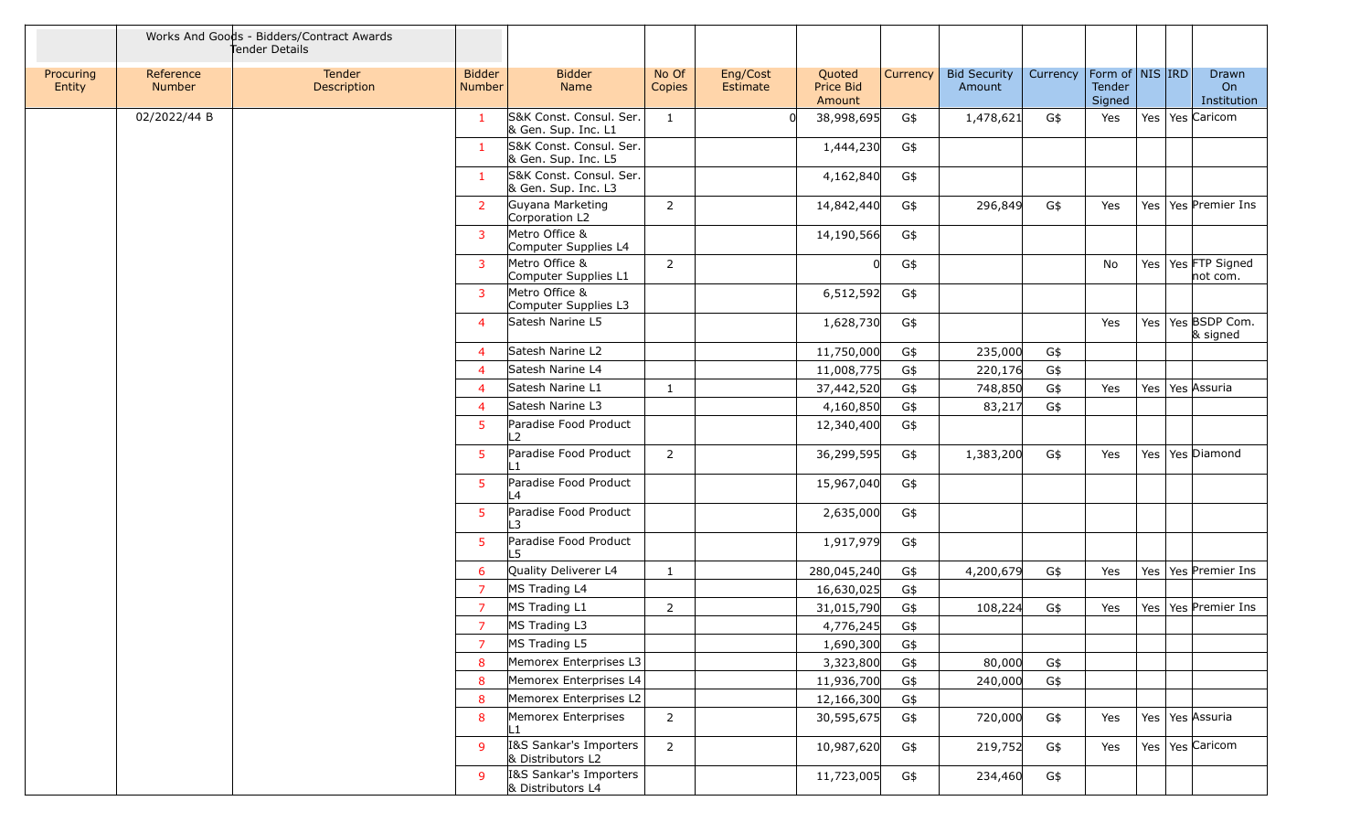| | Works And Goods - Bidders/Contract Awards Tender Details | | | | | | | | | | | | | | |
|---|---|---|---|---|---|---|---|---|---|---|---|---|---|---|---|
| Procuring Entity | Reference Number | Tender Description | Bidder Number | Bidder Name | No Of Copies | Eng/Cost Estimate | Quoted Price Bid Amount | Currency | Bid Security Amount | Currency | Form of Tender Signed | NIS | IRD | Drawn On Institution |
| | 02/2022/44 B | | 1 | S&K Const. Consul. Ser. & Gen. Sup. Inc. L1 | 1 | 0 | 38,998,695 | G$ | 1,478,621 | G$ | Yes | Yes | Yes | Caricom |
| | | | 1 | S&K Const. Consul. Ser. & Gen. Sup. Inc. L5 | | | 1,444,230 | G$ | | | | | | |
| | | | 1 | S&K Const. Consul. Ser. & Gen. Sup. Inc. L3 | | | 4,162,840 | G$ | | | | | | |
| | | | 2 | Guyana Marketing Corporation L2 | 2 | | 14,842,440 | G$ | 296,849 | G$ | Yes | Yes | Yes | Premier Ins |
| | | | 3 | Metro Office & Computer Supplies L4 | | | 14,190,566 | G$ | | | | | | |
| | | | 3 | Metro Office & Computer Supplies L1 | 2 | | 0 | G$ | | | No | Yes | Yes | FTP Signed not com. |
| | | | 3 | Metro Office & Computer Supplies L3 | | | 6,512,592 | G$ | | | | | | |
| | | | 4 | Satesh Narine L5 | | | 1,628,730 | G$ | | | Yes | Yes | Yes | BSDP Com. & signed |
| | | | 4 | Satesh Narine L2 | | | 11,750,000 | G$ | 235,000 | G$ | | | | |
| | | | 4 | Satesh Narine L4 | | | 11,008,775 | G$ | 220,176 | G$ | | | | |
| | | | 4 | Satesh Narine L1 | 1 | | 37,442,520 | G$ | 748,850 | G$ | Yes | Yes | Yes | Assuria |
| | | | 4 | Satesh Narine L3 | | | 4,160,850 | G$ | 83,217 | G$ | | | | |
| | | | 5 | Paradise Food Product L2 | | | 12,340,400 | G$ | | | | | | |
| | | | 5 | Paradise Food Product L1 | 2 | | 36,299,595 | G$ | 1,383,200 | G$ | Yes | Yes | Yes | Diamond |
| | | | 5 | Paradise Food Product L4 | | | 15,967,040 | G$ | | | | | | |
| | | | 5 | Paradise Food Product L3 | | | 2,635,000 | G$ | | | | | | |
| | | | 5 | Paradise Food Product L5 | | | 1,917,979 | G$ | | | | | | |
| | | | 6 | Quality Deliverer L4 | 1 | | 280,045,240 | G$ | 4,200,679 | G$ | Yes | Yes | Yes | Premier Ins |
| | | | 7 | MS Trading L4 | | | 16,630,025 | G$ | | | | | | |
| | | | 7 | MS Trading L1 | 2 | | 31,015,790 | G$ | 108,224 | G$ | Yes | Yes | Yes | Premier Ins |
| | | | 7 | MS Trading L3 | | | 4,776,245 | G$ | | | | | | |
| | | | 7 | MS Trading L5 | | | 1,690,300 | G$ | | | | | | |
| | | | 8 | Memorex Enterprises L3 | | | 3,323,800 | G$ | 80,000 | G$ | | | | |
| | | | 8 | Memorex Enterprises L4 | | | 11,936,700 | G$ | 240,000 | G$ | | | | |
| | | | 8 | Memorex Enterprises L2 | | | 12,166,300 | G$ | | | | | | |
| | | | 8 | Memorex Enterprises L1 | 2 | | 30,595,675 | G$ | 720,000 | G$ | Yes | Yes | Yes | Assuria |
| | | | 9 | I&S Sankar's Importers & Distributors L2 | 2 | | 10,987,620 | G$ | 219,752 | G$ | Yes | Yes | Yes | Caricom |
| | | | 9 | I&S Sankar's Importers & Distributors L4 | | | 11,723,005 | G$ | 234,460 | G$ | | | | |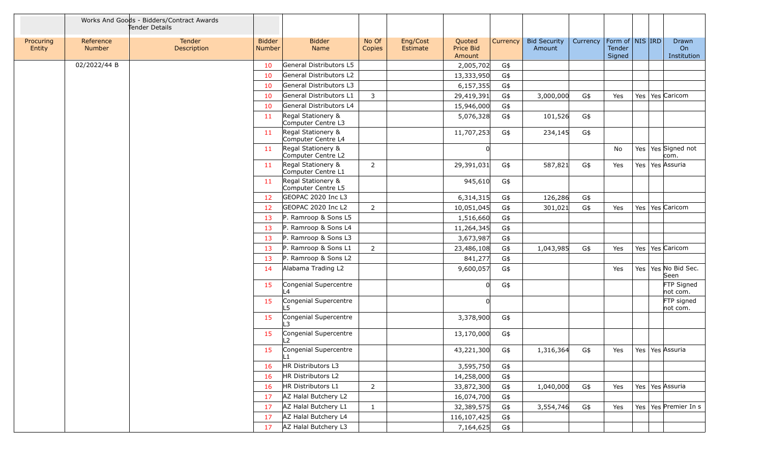| | Works And Goods - Bidders/Contract Awards Tender Details | | | | | | | | | | | | | | |
|---|---|---|---|---|---|---|---|---|---|---|---|---|---|---|---|
| Procuring Entity | Reference Number | Tender Description | Bidder Number | Bidder Name | No Of Copies | Eng/Cost Estimate | Quoted Price Bid Amount | Currency | Bid Security Amount | Currency | Form of Tender Signed | NIS | IRD | Drawn On Institution |
| | 02/2022/44 B | | 10 | General Distributors L5 | | | 2,005,702 | G$ | | | | | | |
| | | | 10 | General Distributors L2 | | | 13,333,950 | G$ | | | | | | |
| | | | 10 | General Distributors L3 | | | 6,157,355 | G$ | | | | | | |
| | | | 10 | General Distributors L1 | 3 | | 29,419,391 | G$ | 3,000,000 | G$ | Yes | Yes | Yes | Caricom |
| | | | 10 | General Distributors L4 | | | 15,946,000 | G$ | | | | | | |
| | | | 11 | Regal Stationery & Computer Centre L3 | | | 5,076,328 | G$ | 101,526 | G$ | | | | |
| | | | 11 | Regal Stationery & Computer Centre L4 | | | 11,707,253 | G$ | 234,145 | G$ | | | | |
| | | | 11 | Regal Stationery & Computer Centre L2 | | | 0 | | | | No | Yes | Yes | Signed not com. |
| | | | 11 | Regal Stationery & Computer Centre L1 | 2 | | 29,391,031 | G$ | 587,821 | G$ | Yes | Yes | Yes | Assuria |
| | | | 11 | Regal Stationery & Computer Centre L5 | | | 945,610 | G$ | | | | | | |
| | | | 12 | GEOPAC 2020 Inc L3 | | | 6,314,315 | G$ | 126,286 | G$ | | | | |
| | | | 12 | GEOPAC 2020 Inc L2 | 2 | | 10,051,045 | G$ | 301,021 | G$ | Yes | Yes | Yes | Caricom |
| | | | 13 | P. Ramroop & Sons L5 | | | 1,516,660 | G$ | | | | | | |
| | | | 13 | P. Ramroop & Sons L4 | | | 11,264,345 | G$ | | | | | | |
| | | | 13 | P. Ramroop & Sons L3 | | | 3,673,987 | G$ | | | | | | |
| | | | 13 | P. Ramroop & Sons L1 | 2 | | 23,486,108 | G$ | 1,043,985 | G$ | Yes | Yes | Yes | Caricom |
| | | | 13 | P. Ramroop & Sons L2 | | | 841,277 | G$ | | | | | | |
| | | | 14 | Alabama Trading L2 | | | 9,600,057 | G$ | | | Yes | Yes | Yes | No Bid Sec. Seen |
| | | | 15 | Congenial Supercentre L4 | | | 0 | G$ | | | | | | FTP Signed not com. |
| | | | 15 | Congenial Supercentre L5 | | | 0 | | | | | | | FTP signed not com. |
| | | | 15 | Congenial Supercentre L3 | | | 3,378,900 | G$ | | | | | | |
| | | | 15 | Congenial Supercentre L2 | | | 13,170,000 | G$ | | | | | | |
| | | | 15 | Congenial Supercentre L1 | | | 43,221,300 | G$ | 1,316,364 | G$ | Yes | Yes | Yes | Assuria |
| | | | 16 | HR Distributors L3 | | | 3,595,750 | G$ | | | | | | |
| | | | 16 | HR Distributors L2 | | | 14,258,000 | G$ | | | | | | |
| | | | 16 | HR Distributors L1 | 2 | | 33,872,300 | G$ | 1,040,000 | G$ | Yes | Yes | Yes | Assuria |
| | | | 17 | AZ Halal Butchery L2 | | | 16,074,700 | G$ | | | | | | |
| | | | 17 | AZ Halal Butchery L1 | 1 | | 32,389,575 | G$ | 3,554,746 | G$ | Yes | Yes | Yes | Premier In s |
| | | | 17 | AZ Halal Butchery L4 | | | 116,107,425 | G$ | | | | | | |
| | | | 17 | AZ Halal Butchery L3 | | | 7,164,625 | G$ | | | | | | |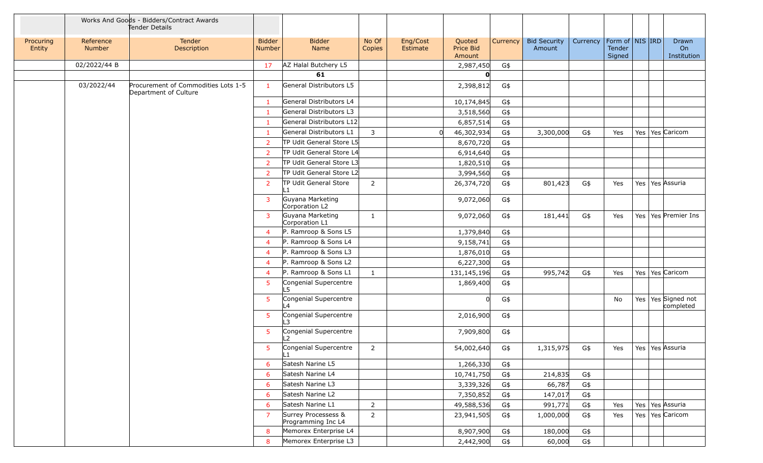| | Works And Goods - Bidders/Contract Awards Tender Details | | | | | | | | | | | | | |
|---|---|---|---|---|---|---|---|---|---|---|---|---|---|---|
| Procuring Entity | Reference Number | Tender Description | Bidder Number | Bidder Name | No Of Copies | Eng/Cost Estimate | Quoted Price Bid Amount | Currency | Bid Security Amount | Currency | Form of Tender Signed | NIS | IRD | Drawn On Institution |
| | 02/2022/44 B | | 17 | AZ Halal Butchery L5 | | | 2,987,450 | G$ | | | | | | |
| | | | | **61** | | | **0** | | | | | | | |
| | 03/2022/44 | Procurement of Commodities Lots 1-5 Department of Culture | 1 | General Distributors L5 | | | 2,398,812 | G$ | | | | | | |
| | | | 1 | General Distributors L4 | | | 10,174,845 | G$ | | | | | | |
| | | | 1 | General Distributors L3 | | | 3,518,560 | G$ | | | | | | |
| | | | 1 | General Distributors L12 | | | 6,857,514 | G$ | | | | | | |
| | | | 1 | General Distributors L1 | 3 | 0 | 46,302,934 | G$ | 3,300,000 | G$ | Yes | Yes | Yes | Caricom |
| | | | 2 | TP Udit General Store L5 | | | 8,670,720 | G$ | | | | | | |
| | | | 2 | TP Udit General Store L4 | | | 6,914,640 | G$ | | | | | | |
| | | | 2 | TP Udit General Store L3 | | | 1,820,510 | G$ | | | | | | |
| | | | 2 | TP Udit General Store L2 | | | 3,994,560 | G$ | | | | | | |
| | | | 2 | TP Udit General Store L1 | 2 | | 26,374,720 | G$ | 801,423 | G$ | Yes | Yes | Yes | Assuria |
| | | | 3 | Guyana Marketing Corporation L2 | | | 9,072,060 | G$ | | | | | | |
| | | | 3 | Guyana Marketing Corporation L1 | 1 | | 9,072,060 | G$ | 181,441 | G$ | Yes | Yes | Yes | Premier Ins |
| | | | 4 | P. Ramroop & Sons L5 | | | 1,379,840 | G$ | | | | | | |
| | | | 4 | P. Ramroop & Sons L4 | | | 9,158,741 | G$ | | | | | | |
| | | | 4 | P. Ramroop & Sons L3 | | | 1,876,010 | G$ | | | | | | |
| | | | 4 | P. Ramroop & Sons L2 | | | 6,227,300 | G$ | | | | | | |
| | | | 4 | P. Ramroop & Sons L1 | 1 | | 131,145,196 | G$ | 995,742 | G$ | Yes | Yes | Yes | Caricom |
| | | | 5 | Congenial Supercentre L5 | | | 1,869,400 | G$ | | | | | | |
| | | | 5 | Congenial Supercentre L4 | | | 0 | G$ | | | No | Yes | Yes | Signed not completed |
| | | | 5 | Congenial Supercentre L3 | | | 2,016,900 | G$ | | | | | | |
| | | | 5 | Congenial Supercentre L2 | | | 7,909,800 | G$ | | | | | | |
| | | | 5 | Congenial Supercentre L1 | 2 | | 54,002,640 | G$ | 1,315,975 | G$ | Yes | Yes | Yes | Assuria |
| | | | 6 | Satesh Narine L5 | | | 1,266,330 | G$ | | | | | | |
| | | | 6 | Satesh Narine L4 | | | 10,741,750 | G$ | 214,835 | G$ | | | | |
| | | | 6 | Satesh Narine L3 | | | 3,339,326 | G$ | 66,787 | G$ | | | | |
| | | | 6 | Satesh Narine L2 | | | 7,350,852 | G$ | 147,017 | G$ | | | | |
| | | | 6 | Satesh Narine L1 | 2 | | 49,588,536 | G$ | 991,771 | G$ | Yes | Yes | Yes | Assuria |
| | | | 7 | Surrey Processess & Programming Inc L4 | 2 | | 23,941,505 | G$ | 1,000,000 | G$ | Yes | Yes | Yes | Caricom |
| | | | 8 | Memorex Enterprise L4 | | | 8,907,900 | G$ | 180,000 | G$ | | | | |
| | | | 8 | Memorex Enterprise L3 | | | 2,442,900 | G$ | 60,000 | G$ | | | | |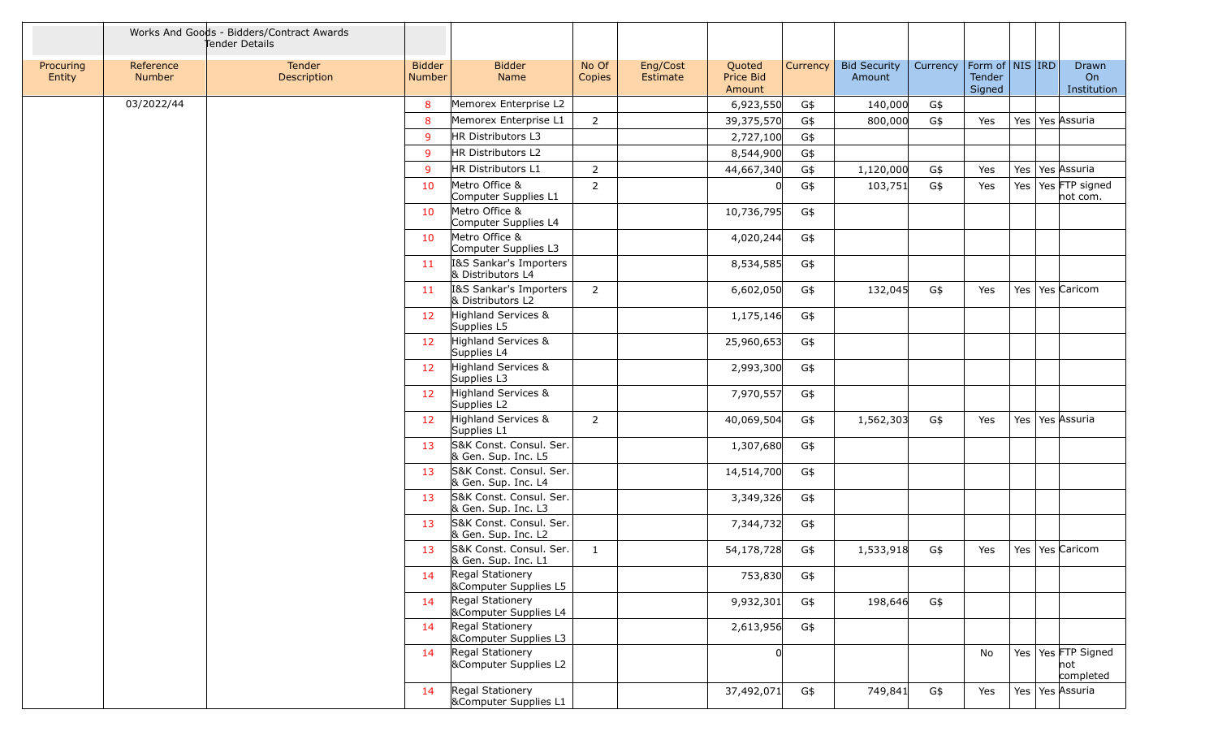| | Works And Goods - Bidders/Contract Awards Tender Details | | | | | | | | | | | | | | |
|---|---|---|---|---|---|---|---|---|---|---|---|---|---|---|---|
| Procuring Entity | Reference Number | Tender Description | Bidder Number | Bidder Name | No Of Copies | Eng/Cost Estimate | Quoted Price Bid Amount | Currency | Bid Security Amount | Currency | Form of Tender Signed | NIS | IRD | Drawn On Institution |
| | 03/2022/44 | | 8 | Memorex Enterprise L2 | | | 6,923,550 | G$ | 140,000 | G$ | | | | |
| | | | 8 | Memorex Enterprise L1 | 2 | | 39,375,570 | G$ | 800,000 | G$ | Yes | Yes | Yes | Assuria |
| | | | 9 | HR Distributors L3 | | | 2,727,100 | G$ | | | | | | |
| | | | 9 | HR Distributors L2 | | | 8,544,900 | G$ | | | | | | |
| | | | 9 | HR Distributors L1 | 2 | | 44,667,340 | G$ | 1,120,000 | G$ | Yes | Yes | Yes | Assuria |
| | | | 10 | Metro Office & Computer Supplies L1 | 2 | | 0 | G$ | 103,751 | G$ | Yes | Yes | Yes | FTP signed not com. |
| | | | 10 | Metro Office & Computer Supplies L4 | | | 10,736,795 | G$ | | | | | | |
| | | | 10 | Metro Office & Computer Supplies L3 | | | 4,020,244 | G$ | | | | | | |
| | | | 11 | I&S Sankar's Importers & Distributors L4 | | | 8,534,585 | G$ | | | | | | |
| | | | 11 | I&S Sankar's Importers & Distributors L2 | 2 | | 6,602,050 | G$ | 132,045 | G$ | Yes | Yes | Yes | Caricom |
| | | | 12 | Highland Services & Supplies L5 | | | 1,175,146 | G$ | | | | | | |
| | | | 12 | Highland Services & Supplies L4 | | | 25,960,653 | G$ | | | | | | |
| | | | 12 | Highland Services & Supplies L3 | | | 2,993,300 | G$ | | | | | | |
| | | | 12 | Highland Services & Supplies L2 | | | 7,970,557 | G$ | | | | | | |
| | | | 12 | Highland Services & Supplies L1 | 2 | | 40,069,504 | G$ | 1,562,303 | G$ | Yes | Yes | Yes | Assuria |
| | | | 13 | S&K Const. Consul. Ser. & Gen. Sup. Inc. L5 | | | 1,307,680 | G$ | | | | | | |
| | | | 13 | S&K Const. Consul. Ser. & Gen. Sup. Inc. L4 | | | 14,514,700 | G$ | | | | | | |
| | | | 13 | S&K Const. Consul. Ser. & Gen. Sup. Inc. L3 | | | 3,349,326 | G$ | | | | | | |
| | | | 13 | S&K Const. Consul. Ser. & Gen. Sup. Inc. L2 | | | 7,344,732 | G$ | | | | | | |
| | | | 13 | S&K Const. Consul. Ser. & Gen. Sup. Inc. L1 | 1 | | 54,178,728 | G$ | 1,533,918 | G$ | Yes | Yes | Yes | Caricom |
| | | | 14 | Regal Stationery &Computer Supplies L5 | | | 753,830 | G$ | | | | | | |
| | | | 14 | Regal Stationery &Computer Supplies L4 | | | 9,932,301 | G$ | 198,646 | G$ | | | | |
| | | | 14 | Regal Stationery &Computer Supplies L3 | | | 2,613,956 | G$ | | | | | | |
| | | | 14 | Regal Stationery &Computer Supplies L2 | | | 0 | | | | No | Yes | Yes | FTP Signed not completed |
| | | | 14 | Regal Stationery &Computer Supplies L1 | | | 37,492,071 | G$ | 749,841 | G$ | Yes | Yes | Yes | Assuria |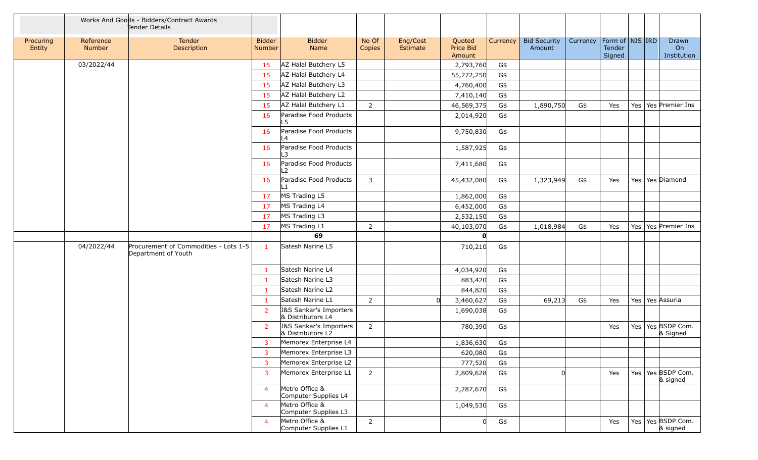| | Works And Goods - Bidders/Contract Awards Tender Details | | | | | | | | | | | | | |
|---|---|---|---|---|---|---|---|---|---|---|---|---|---|---|
| Procuring Entity | Reference Number | Tender Description | Bidder Number | Bidder Name | No Of Copies | Eng/Cost Estimate | Quoted Price Bid Amount | Currency | Bid Security Amount | Currency | Form of Tender Signed | NIS | IRD | Drawn On Institution |
| | 03/2022/44 | | 15 | AZ Halal Butchery L5 | | | 2,793,760 | G$ | | | | | | |
| | | | 15 | AZ Halal Butchery L4 | | | 55,272,250 | G$ | | | | | | |
| | | | 15 | AZ Halal Butchery L3 | | | 4,760,400 | G$ | | | | | | |
| | | | 15 | AZ Halal Butchery L2 | | | 7,410,140 | G$ | | | | | | |
| | | | 15 | AZ Halal Butchery L1 | 2 | | 46,569,375 | G$ | 1,890,750 | G$ | Yes | Yes | Yes | Premier Ins |
| | | | 16 | Paradise Food Products L5 | | | 2,014,920 | G$ | | | | | | |
| | | | 16 | Paradise Food Products L4 | | | 9,750,830 | G$ | | | | | | |
| | | | 16 | Paradise Food Products L3 | | | 1,587,925 | G$ | | | | | | |
| | | | 16 | Paradise Food Products L2 | | | 7,411,680 | G$ | | | | | | |
| | | | 16 | Paradise Food Products L1 | 3 | | 45,432,080 | G$ | 1,323,949 | G$ | Yes | Yes | Yes | Diamond |
| | | | 17 | MS Trading L5 | | | 1,862,000 | G$ | | | | | | |
| | | | 17 | MS Trading L4 | | | 6,452,000 | G$ | | | | | | |
| | | | 17 | MS Trading L3 | | | 2,532,150 | G$ | | | | | | |
| | | | 17 | MS Trading L1 | 2 | | 40,103,070 | G$ | 1,018,984 | G$ | Yes | Yes | Yes | Premier Ins |
| | | | | **69** | | | **0** | | | | | | | |
| | 04/2022/44 | Procurement of Commodities - Lots 1-5 Department of Youth | 1 | Satesh Narine L5 | | | 710,210 | G$ | | | | | | |
| | | | 1 | Satesh Narine L4 | | | 4,034,920 | G$ | | | | | | |
| | | | 1 | Satesh Narine L3 | | | 883,420 | G$ | | | | | | |
| | | | 1 | Satesh Narine L2 | | | 844,820 | G$ | | | | | | |
| | | | 1 | Satesh Narine L1 | 2 | 0 | 3,460,627 | G$ | 69,213 | G$ | Yes | Yes | Yes | Assuria |
| | | | 2 | I&S Sankar's Importers & Distributors L4 | | | 1,690,038 | G$ | | | | | | |
| | | | 2 | I&S Sankar's Importers & Distributors L2 | 2 | | 780,390 | G$ | | | Yes | Yes | Yes | BSDP Com. & Signed |
| | | | 3 | Memorex Enterprise L4 | | | 1,836,630 | G$ | | | | | | |
| | | | 3 | Memorex Enterprise L3 | | | 620,080 | G$ | | | | | | |
| | | | 3 | Memorex Enterprise L2 | | | 777,520 | G$ | | | | | | |
| | | | 3 | Memorex Enterprise L1 | 2 | | 2,809,628 | G$ | 0 | | Yes | Yes | Yes | BSDP Com. & signed |
| | | | 4 | Metro Office & Computer Supplies L4 | | | 2,287,670 | G$ | | | | | | |
| | | | 4 | Metro Office & Computer Supplies L3 | | | 1,049,530 | G$ | | | | | | |
| | | | 4 | Metro Office & Computer Supplies L1 | 2 | | 0 | G$ | | | Yes | Yes | Yes | BSDP Com. & signed |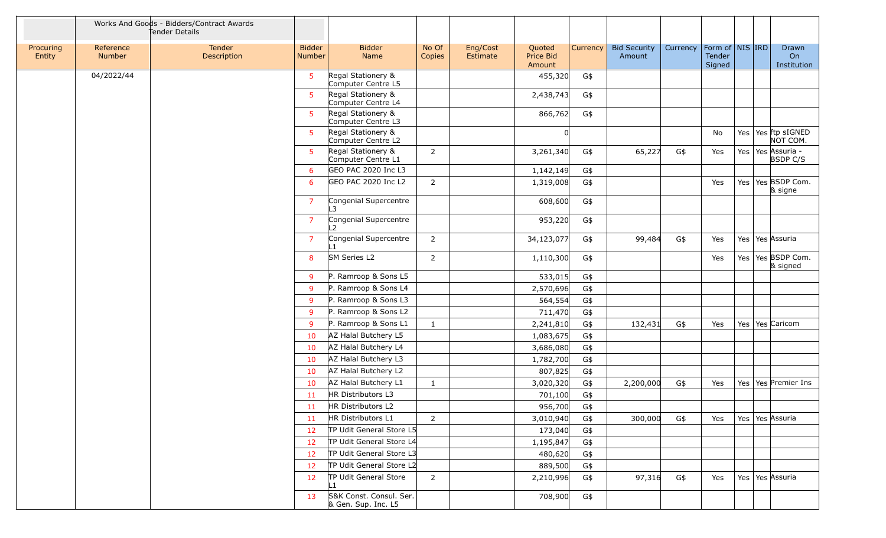| | Works And Goods - Bidders/Contract Awards Tender Details | | | | | | | | | | | | | |
|---|---|---|---|---|---|---|---|---|---|---|---|---|---|---|
| Procuring Entity | Reference Number | Tender Description | Bidder Number | Bidder Name | No Of Copies | Eng/Cost Estimate | Quoted Price Bid Amount | Currency | Bid Security Amount | Currency | Form of Tender Signed | NIS | IRD | Drawn On Institution |
| | 04/2022/44 | | 5 | Regal Stationery & Computer Centre L5 | | | 455,320 | G$ | | | | | | |
| | | | 5 | Regal Stationery & Computer Centre L4 | | | 2,438,743 | G$ | | | | | | |
| | | | 5 | Regal Stationery & Computer Centre L3 | | | 866,762 | G$ | | | | | | |
| | | | 5 | Regal Stationery & Computer Centre L2 | | | 0 | | | | No | Yes | Yes | ftp sIGNED NOT COM. |
| | | | 5 | Regal Stationery & Computer Centre L1 | 2 | | 3,261,340 | G$ | 65,227 | G$ | Yes | Yes | Yes | Assuria - BSDP C/S |
| | | | 6 | GEO PAC 2020 Inc L3 | | | 1,142,149 | G$ | | | | | | |
| | | | 6 | GEO PAC 2020 Inc L2 | 2 | | 1,319,008 | G$ | | | Yes | Yes | Yes | BSDP Com. & signe |
| | | | 7 | Congenial Supercentre L3 | | | 608,600 | G$ | | | | | | |
| | | | 7 | Congenial Supercentre L2 | | | 953,220 | G$ | | | | | | |
| | | | 7 | Congenial Supercentre L1 | 2 | | 34,123,077 | G$ | 99,484 | G$ | Yes | Yes | Yes | Assuria |
| | | | 8 | SM Series L2 | 2 | | 1,110,300 | G$ | | | Yes | Yes | Yes | BSDP Com. & signed |
| | | | 9 | P. Ramroop & Sons L5 | | | 533,015 | G$ | | | | | | |
| | | | 9 | P. Ramroop & Sons L4 | | | 2,570,696 | G$ | | | | | | |
| | | | 9 | P. Ramroop & Sons L3 | | | 564,554 | G$ | | | | | | |
| | | | 9 | P. Ramroop & Sons L2 | | | 711,470 | G$ | | | | | | |
| | | | 9 | P. Ramroop & Sons L1 | 1 | | 2,241,810 | G$ | 132,431 | G$ | Yes | Yes | Yes | Caricom |
| | | | 10 | AZ Halal Butchery L5 | | | 1,083,675 | G$ | | | | | | |
| | | | 10 | AZ Halal Butchery L4 | | | 3,686,080 | G$ | | | | | | |
| | | | 10 | AZ Halal Butchery L3 | | | 1,782,700 | G$ | | | | | | |
| | | | 10 | AZ Halal Butchery L2 | | | 807,825 | G$ | | | | | | |
| | | | 10 | AZ Halal Butchery L1 | 1 | | 3,020,320 | G$ | 2,200,000 | G$ | Yes | Yes | Yes | Premier Ins |
| | | | 11 | HR Distributors L3 | | | 701,100 | G$ | | | | | | |
| | | | 11 | HR Distributors L2 | | | 956,700 | G$ | | | | | | |
| | | | 11 | HR Distributors L1 | 2 | | 3,010,940 | G$ | 300,000 | G$ | Yes | Yes | Yes | Assuria |
| | | | 12 | TP Udit General Store L5 | | | 173,040 | G$ | | | | | | |
| | | | 12 | TP Udit General Store L4 | | | 1,195,847 | G$ | | | | | | |
| | | | 12 | TP Udit General Store L3 | | | 480,620 | G$ | | | | | | |
| | | | 12 | TP Udit General Store L2 | | | 889,500 | G$ | | | | | | |
| | | | 12 | TP Udit General Store L1 | 2 | | 2,210,996 | G$ | 97,316 | G$ | Yes | Yes | Yes | Assuria |
| | | | 13 | S&K Const. Consul. Ser. & Gen. Sup. Inc. L5 | | | 708,900 | G$ | | | | | | |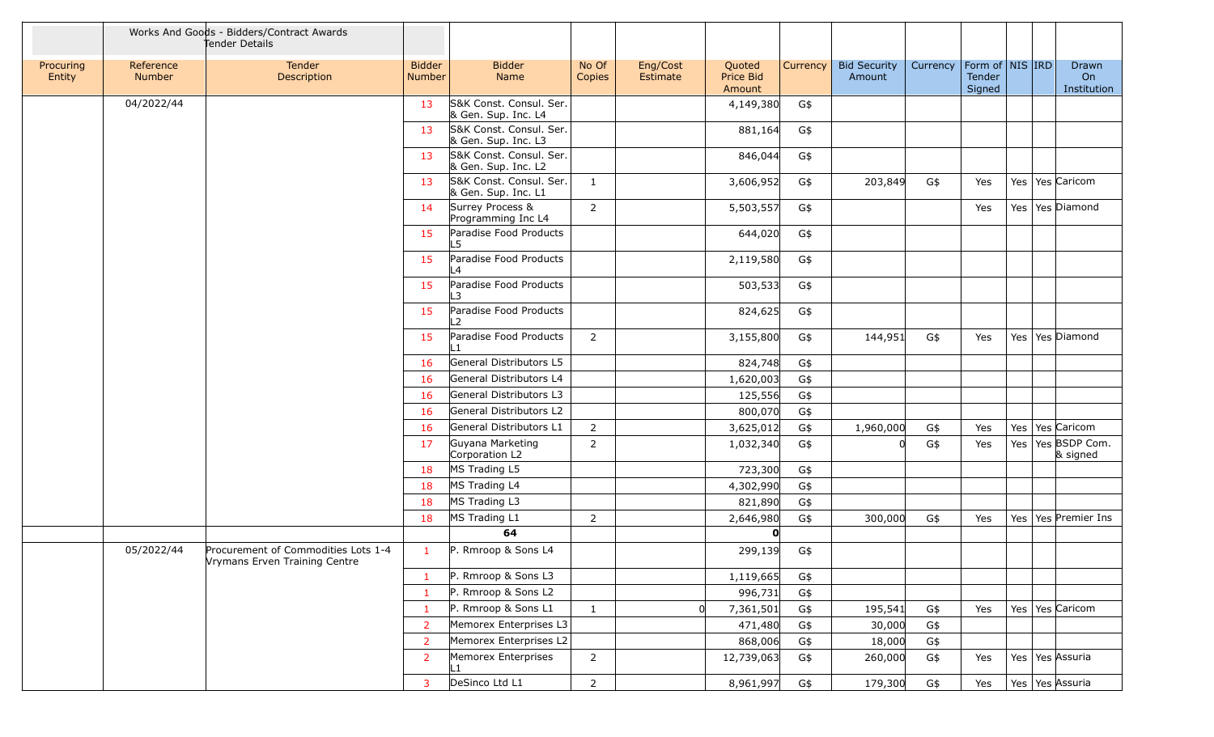| | Works And Goods - Bidders/Contract Awards Tender Details | | | | | | | | | | | | | |
|---|---|---|---|---|---|---|---|---|---|---|---|---|---|---|
| Procuring Entity | Reference Number | Tender Description | Bidder Number | Bidder Name | No Of Copies | Eng/Cost Estimate | Quoted Price Bid Amount | Currency | Bid Security Amount | Currency | Form of Tender Signed | NIS | IRD | Drawn On Institution |
| | 04/2022/44 | | 13 | S&K Const. Consul. Ser. & Gen. Sup. Inc. L4 | | | 4,149,380 | G$ | | | | | | |
| | | | 13 | S&K Const. Consul. Ser. & Gen. Sup. Inc. L3 | | | 881,164 | G$ | | | | | | |
| | | | 13 | S&K Const. Consul. Ser. & Gen. Sup. Inc. L2 | | | 846,044 | G$ | | | | | | |
| | | | 13 | S&K Const. Consul. Ser. & Gen. Sup. Inc. L1 | 1 | | 3,606,952 | G$ | 203,849 | G$ | Yes | Yes | Yes | Caricom |
| | | | 14 | Surrey Process & Programming Inc L4 | 2 | | 5,503,557 | G$ | | | Yes | Yes | Yes | Diamond |
| | | | 15 | Paradise Food Products L5 | | | 644,020 | G$ | | | | | | |
| | | | 15 | Paradise Food Products L4 | | | 2,119,580 | G$ | | | | | | |
| | | | 15 | Paradise Food Products L3 | | | 503,533 | G$ | | | | | | |
| | | | 15 | Paradise Food Products L2 | | | 824,625 | G$ | | | | | | |
| | | | 15 | Paradise Food Products L1 | 2 | | 3,155,800 | G$ | 144,951 | G$ | Yes | Yes | Yes | Diamond |
| | | | 16 | General Distributors L5 | | | 824,748 | G$ | | | | | | |
| | | | 16 | General Distributors L4 | | | 1,620,003 | G$ | | | | | | |
| | | | 16 | General Distributors L3 | | | 125,556 | G$ | | | | | | |
| | | | 16 | General Distributors L2 | | | 800,070 | G$ | | | | | | |
| | | | 16 | General Distributors L1 | 2 | | 3,625,012 | G$ | 1,960,000 | G$ | Yes | Yes | Yes | Caricom |
| | | | 17 | Guyana Marketing Corporation L2 | 2 | | 1,032,340 | G$ | 0 | G$ | Yes | Yes | Yes | BSDP Com. & signed |
| | | | 18 | MS Trading L5 | | | 723,300 | G$ | | | | | | |
| | | | 18 | MS Trading L4 | | | 4,302,990 | G$ | | | | | | |
| | | | 18 | MS Trading L3 | | | 821,890 | G$ | | | | | | |
| | | | 18 | MS Trading L1 | 2 | | 2,646,980 | G$ | 300,000 | G$ | Yes | Yes | Yes | Premier Ins |
| | | | | **64** | | | **0** | | | | | | | |
| | 05/2022/44 | Procurement of Commodities Lots 1-4 Vrymans Erven Training Centre | 1 | P. Rmroop & Sons L4 | | | 299,139 | G$ | | | | | | |
| | | | 1 | P. Rmroop & Sons L3 | | | 1,119,665 | G$ | | | | | | |
| | | | 1 | P. Rmroop & Sons L2 | | | 996,731 | G$ | | | | | | |
| | | | 1 | P. Rmroop & Sons L1 | 1 | 0 | 7,361,501 | G$ | 195,541 | G$ | Yes | Yes | Yes | Caricom |
| | | | 2 | Memorex Enterprises L3 | | | 471,480 | G$ | 30,000 | G$ | | | | |
| | | | 2 | Memorex Enterprises L2 | | | 868,006 | G$ | 18,000 | G$ | | | | |
| | | | 2 | Memorex Enterprises L1 | 2 | | 12,739,063 | G$ | 260,000 | G$ | Yes | Yes | Yes | Assuria |
| | | | 3 | DeSinco Ltd L1 | 2 | | 8,961,997 | G$ | 179,300 | G$ | Yes | Yes | Yes | Assuria |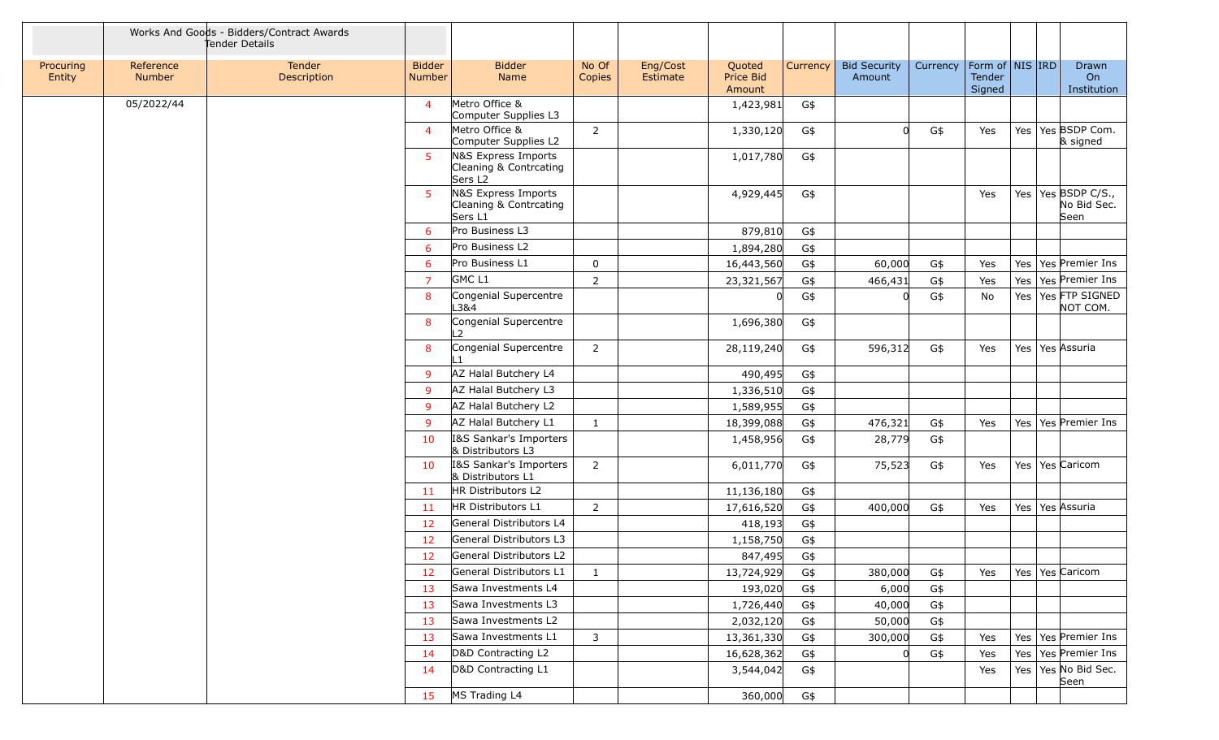| | Works And Goods - Bidders/Contract Awards Tender Details | | | | | | | | | | | | | | |
|---|---|---|---|---|---|---|---|---|---|---|---|---|---|---|---|
| Procuring Entity | Reference Number | Tender Description | Bidder Number | Bidder Name | No Of Copies | Eng/Cost Estimate | Quoted Price Bid Amount | Currency | Bid Security Amount | Currency | Form of Tender Signed | NIS | IRD | Drawn On Institution |
| | 05/2022/44 | | 4 | Metro Office & Computer Supplies L3 | | | 1,423,981 | G$ | | | | | | |
| | | | 4 | Metro Office & Computer Supplies L2 | 2 | | 1,330,120 | G$ | 0 | G$ | Yes | Yes | Yes | BSDP Com. & signed |
| | | | 5 | N&S Express Imports Cleaning & Contrcating Sers L2 | | | 1,017,780 | G$ | | | | | | |
| | | | 5 | N&S Express Imports Cleaning & Contrcating Sers L1 | | | 4,929,445 | G$ | | | Yes | Yes | Yes | BSDP C/S., No Bid Sec. Seen |
| | | | 6 | Pro Business L3 | | | 879,810 | G$ | | | | | | |
| | | | 6 | Pro Business L2 | | | 1,894,280 | G$ | | | | | | |
| | | | 6 | Pro Business L1 | 0 | | 16,443,560 | G$ | 60,000 | G$ | Yes | Yes | Yes | Premier Ins |
| | | | 7 | GMC L1 | 2 | | 23,321,567 | G$ | 466,431 | G$ | Yes | Yes | Yes | Premier Ins |
| | | | 8 | Congenial Supercentre L3&4 | | | 0 | G$ | 0 | G$ | No | Yes | Yes | FTP SIGNED NOT COM. |
| | | | 8 | Congenial Supercentre L2 | | | 1,696,380 | G$ | | | | | | |
| | | | 8 | Congenial Supercentre L1 | 2 | | 28,119,240 | G$ | 596,312 | G$ | Yes | Yes | Yes | Assuria |
| | | | 9 | AZ Halal Butchery L4 | | | 490,495 | G$ | | | | | | |
| | | | 9 | AZ Halal Butchery L3 | | | 1,336,510 | G$ | | | | | | |
| | | | 9 | AZ Halal Butchery L2 | | | 1,589,955 | G$ | | | | | | |
| | | | 9 | AZ Halal Butchery L1 | 1 | | 18,399,088 | G$ | 476,321 | G$ | Yes | Yes | Yes | Premier Ins |
| | | | 10 | I&S Sankar's Importers & Distributors L3 | | | 1,458,956 | G$ | 28,779 | G$ | | | | |
| | | | 10 | I&S Sankar's Importers & Distributors L1 | 2 | | 6,011,770 | G$ | 75,523 | G$ | Yes | Yes | Yes | Caricom |
| | | | 11 | HR Distributors L2 | | | 11,136,180 | G$ | | | | | | |
| | | | 11 | HR Distributors L1 | 2 | | 17,616,520 | G$ | 400,000 | G$ | Yes | Yes | Yes | Assuria |
| | | | 12 | General Distributors L4 | | | 418,193 | G$ | | | | | | |
| | | | 12 | General Distributors L3 | | | 1,158,750 | G$ | | | | | | |
| | | | 12 | General Distributors L2 | | | 847,495 | G$ | | | | | | |
| | | | 12 | General Distributors L1 | 1 | | 13,724,929 | G$ | 380,000 | G$ | Yes | Yes | Yes | Caricom |
| | | | 13 | Sawa Investments L4 | | | 193,020 | G$ | 6,000 | G$ | | | | |
| | | | 13 | Sawa Investments L3 | | | 1,726,440 | G$ | 40,000 | G$ | | | | |
| | | | 13 | Sawa Investments L2 | | | 2,032,120 | G$ | 50,000 | G$ | | | | |
| | | | 13 | Sawa Investments L1 | 3 | | 13,361,330 | G$ | 300,000 | G$ | Yes | Yes | Yes | Premier Ins |
| | | | 14 | D&D Contracting L2 | | | 16,628,362 | G$ | 0 | G$ | Yes | Yes | Yes | Premier Ins |
| | | | 14 | D&D Contracting L1 | | | 3,544,042 | G$ | | | Yes | Yes | Yes | No Bid Sec. Seen |
| | | | 15 | MS Trading L4 | | | 360,000 | G$ | | | | | | |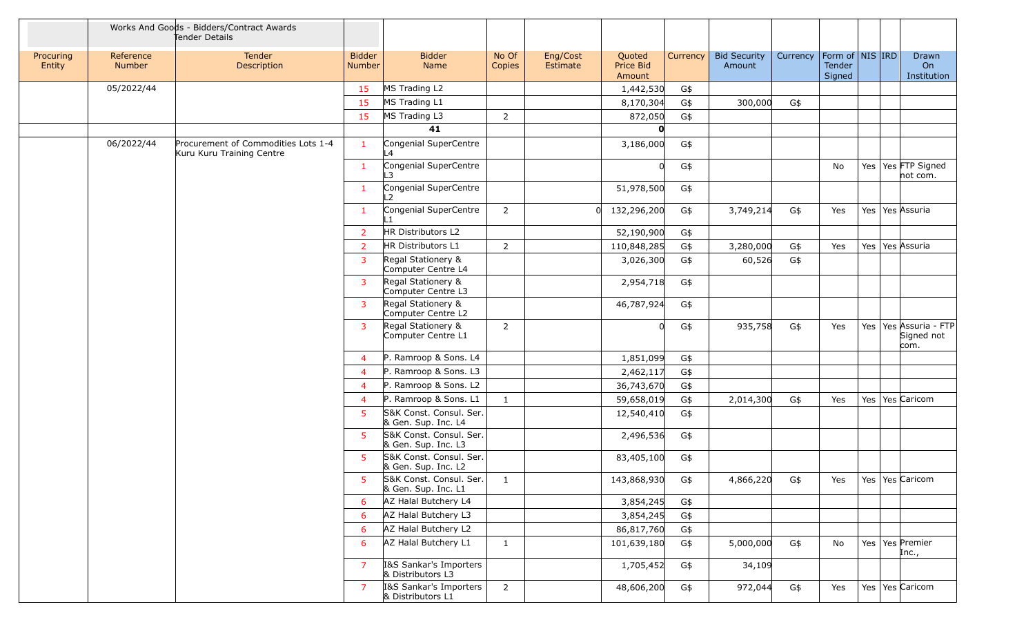| | Works And Goods - Bidders/Contract Awards Tender Details | | | | | | | | | | | | | | |
|---|---|---|---|---|---|---|---|---|---|---|---|---|---|---|---|
| Procuring Entity | Reference Number | Tender Description | Bidder Number | Bidder Name | No Of Copies | Eng/Cost Estimate | Quoted Price Bid Amount | Currency | Bid Security Amount | Currency | Form of Tender Signed | NIS | IRD | Drawn On Institution |
| | 05/2022/44 | | 15 | MS Trading L2 | | | 1,442,530 | G$ | | | | | | |
| | | | 15 | MS Trading L1 | | | 8,170,304 | G$ | 300,000 | G$ | | | | |
| | | | 15 | MS Trading L3 | 2 | | 872,050 | G$ | | | | | | |
| | | | | **41** | | | **0** | | | | | | | |
| | 06/2022/44 | Procurement of Commodities Lots 1-4 Kuru Kuru Training Centre | 1 | Congenial SuperCentre L4 | | | 3,186,000 | G$ | | | | | | |
| | | | 1 | Congenial SuperCentre L3 | | | 0 | G$ | | | No | Yes | Yes | FTP Signed not com. |
| | | | 1 | Congenial SuperCentre L2 | | | 51,978,500 | G$ | | | | | | |
| | | | 1 | Congenial SuperCentre L1 | 2 | 0 | 132,296,200 | G$ | 3,749,214 | G$ | Yes | Yes | Yes | Assuria |
| | | | 2 | HR Distributors L2 | | | 52,190,900 | G$ | | | | | | |
| | | | 2 | HR Distributors L1 | 2 | | 110,848,285 | G$ | 3,280,000 | G$ | Yes | Yes | Yes | Assuria |
| | | | 3 | Regal Stationery & Computer Centre L4 | | | 3,026,300 | G$ | 60,526 | G$ | | | | |
| | | | 3 | Regal Stationery & Computer Centre L3 | | | 2,954,718 | G$ | | | | | | |
| | | | 3 | Regal Stationery & Computer Centre L2 | | | 46,787,924 | G$ | | | | | | |
| | | | 3 | Regal Stationery & Computer Centre L1 | 2 | | 0 | G$ | 935,758 | G$ | Yes | Yes | Yes | Assuria - FTP Signed not com. |
| | | | 4 | P. Ramroop & Sons. L4 | | | 1,851,099 | G$ | | | | | | |
| | | | 4 | P. Ramroop & Sons. L3 | | | 2,462,117 | G$ | | | | | | |
| | | | 4 | P. Ramroop & Sons. L2 | | | 36,743,670 | G$ | | | | | | |
| | | | 4 | P. Ramroop & Sons. L1 | 1 | | 59,658,019 | G$ | 2,014,300 | G$ | Yes | Yes | Yes | Caricom |
| | | | 5 | S&K Const. Consul. Ser. & Gen. Sup. Inc. L4 | | | 12,540,410 | G$ | | | | | | |
| | | | 5 | S&K Const. Consul. Ser. & Gen. Sup. Inc. L3 | | | 2,496,536 | G$ | | | | | | |
| | | | 5 | S&K Const. Consul. Ser. & Gen. Sup. Inc. L2 | | | 83,405,100 | G$ | | | | | | |
| | | | 5 | S&K Const. Consul. Ser. & Gen. Sup. Inc. L1 | 1 | | 143,868,930 | G$ | 4,866,220 | G$ | Yes | Yes | Yes | Caricom |
| | | | 6 | AZ Halal Butchery L4 | | | 3,854,245 | G$ | | | | | | |
| | | | 6 | AZ Halal Butchery L3 | | | 3,854,245 | G$ | | | | | | |
| | | | 6 | AZ Halal Butchery L2 | | | 86,817,760 | G$ | | | | | | |
| | | | 6 | AZ Halal Butchery L1 | 1 | | 101,639,180 | G$ | 5,000,000 | G$ | No | Yes | Yes | Premier Inc., |
| | | | 7 | I&S Sankar's Importers & Distributors L3 | | | 1,705,452 | G$ | 34,109 | | | | | |
| | | | 7 | I&S Sankar's Importers & Distributors L1 | 2 | | 48,606,200 | G$ | 972,044 | G$ | Yes | Yes | Yes | Caricom |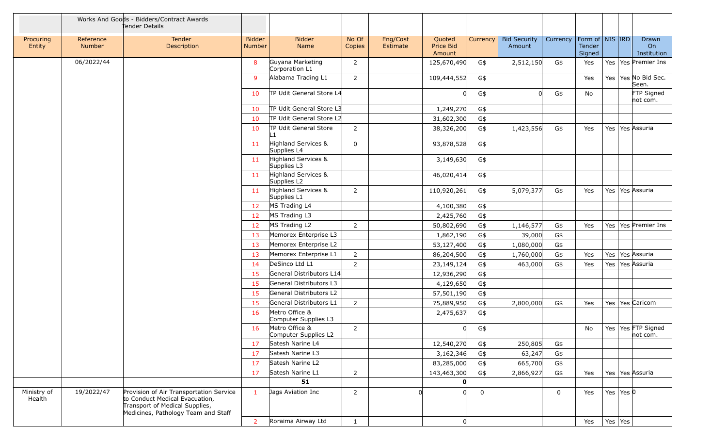| | Works And Goods - Bidders/Contract Awards Tender Details | | | | | | | | | | | | | |
|---|---|---|---|---|---|---|---|---|---|---|---|---|---|---|
| Procuring Entity | Reference Number | Tender Description | Bidder Number | Bidder Name | No Of Copies | Eng/Cost Estimate | Quoted Price Bid Amount | Currency | Bid Security Amount | Currency | Form of Tender Signed | NIS | IRD | Drawn On Institution |
| | 06/2022/44 | | 8 | Guyana Marketing Corporation L1 | 2 | | 125,670,490 | G$ | 2,512,150 | G$ | Yes | Yes | Yes | Premier Ins |
| | | | 9 | Alabama Trading L1 | 2 | | 109,444,552 | G$ | | | Yes | Yes | Yes | No Bid Sec. Seen. |
| | | | 10 | TP Udit General Store L4 | | | 0 | G$ | 0 | G$ | No | | | FTP Signed not com. |
| | | | 10 | TP Udit General Store L3 | | | 1,249,270 | G$ | | | | | | |
| | | | 10 | TP Udit General Store L2 | | | 31,602,300 | G$ | | | | | | |
| | | | 10 | TP Udit General Store L1 | 2 | | 38,326,200 | G$ | 1,423,556 | G$ | Yes | Yes | Yes | Assuria |
| | | | 11 | Highland Services & Supplies L4 | 0 | | 93,878,528 | G$ | | | | | | |
| | | | 11 | Highland Services & Supplies L3 | | | 3,149,630 | G$ | | | | | | |
| | | | 11 | Highland Services & Supplies L2 | | | 46,020,414 | G$ | | | | | | |
| | | | 11 | Highland Services & Supplies L1 | 2 | | 110,920,261 | G$ | 5,079,377 | G$ | Yes | Yes | Yes | Assuria |
| | | | 12 | MS Trading L4 | | | 4,100,380 | G$ | | | | | | |
| | | | 12 | MS Trading L3 | | | 2,425,760 | G$ | | | | | | |
| | | | 12 | MS Trading L2 | 2 | | 50,802,690 | G$ | 1,146,577 | G$ | Yes | Yes | Yes | Premier Ins |
| | | | 13 | Memorex Enterprise L3 | | | 1,862,190 | G$ | 39,000 | G$ | | | | |
| | | | 13 | Memorex Enterprise L2 | | | 53,127,400 | G$ | 1,080,000 | G$ | | | | |
| | | | 13 | Memorex Enterprise L1 | 2 | | 86,204,500 | G$ | 1,760,000 | G$ | Yes | Yes | Yes | Assuria |
| | | | 14 | DeSinco Ltd L1 | 2 | | 23,149,124 | G$ | 463,000 | G$ | Yes | Yes | Yes | Assuria |
| | | | 15 | General Distributors L14 | | | 12,936,290 | G$ | | | | | | |
| | | | 15 | General Distributors L3 | | | 4,129,650 | G$ | | | | | | |
| | | | 15 | General Distributors L2 | | | 57,501,190 | G$ | | | | | | |
| | | | 15 | General Distributors L1 | 2 | | 75,889,950 | G$ | 2,800,000 | G$ | Yes | Yes | Yes | Caricom |
| | | | 16 | Metro Office & Computer Supplies L3 | | | 2,475,637 | G$ | | | | | | |
| | | | 16 | Metro Office & Computer Supplies L2 | 2 | | 0 | G$ | | | No | Yes | Yes | FTP Signed not com. |
| | | | 17 | Satesh Narine L4 | | | 12,540,270 | G$ | 250,805 | G$ | | | | |
| | | | 17 | Satesh Narine L3 | | | 3,162,346 | G$ | 63,247 | G$ | | | | |
| | | | 17 | Satesh Narine L2 | | | 83,285,000 | G$ | 665,700 | G$ | | | | |
| | | | 17 | Satesh Narine L1 | 2 | | 143,463,300 | G$ | 2,866,927 | G$ | Yes | Yes | Yes | Assuria |
| | | | | **51** | | | **0** | | | | | | | |
| Ministry of Health | 19/2022/47 | Provision of Air Transportation Service to Conduct Medical Evacuation, Transport of Medical Supplies, Medicines, Pathology Team and Staff | 1 | Jags Aviation Inc | 2 | 0 | 0 | 0 | | 0 | Yes | Yes | Yes | 0 |
| | | | 2 | Roraima Airway Ltd | 1 | | 0 | | | | Yes | Yes | Yes | |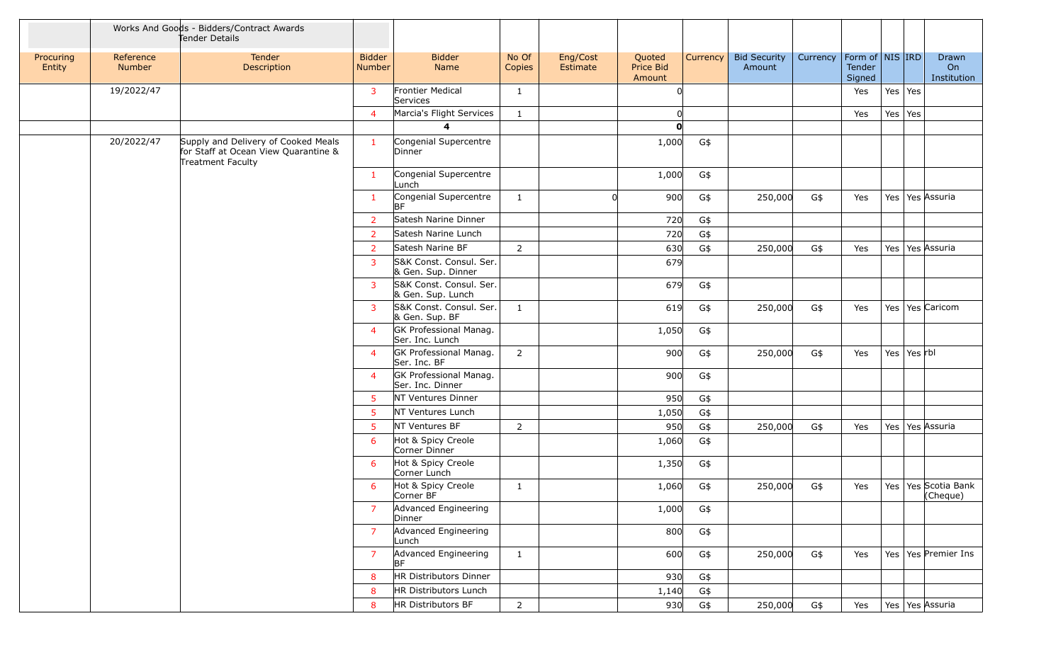| Procuring Entity | Reference Number | Works And Goods - Bidders/Contract Awards Tender Details Tender Description | Bidder Number | Bidder Name | No Of Copies | Eng/Cost Estimate | Quoted Price Bid Amount | Currency | Bid Security Amount | Currency | Form of Tender Signed | NIS | IRD | Drawn On Institution |
|---|---|---|---|---|---|---|---|---|---|---|---|---|---|---|
| | 19/2022/47 | | 3 | Frontier Medical Services | 1 | | 0 | | | | Yes | Yes | Yes | |
| | | | 4 | Marcia's Flight Services | 1 | | 0 | | | | Yes | Yes | Yes | |
| | | | | **4** | | | **0** | | | | | | | |
| | 20/2022/47 | Supply and Delivery of Cooked Meals for Staff at Ocean View Quarantine & Treatment Faculty | 1 | Congenial Supercentre Dinner | | | 1,000 | G$ | | | | | | |
| | | | 1 | Congenial Supercentre Lunch | | | 1,000 | G$ | | | | | | |
| | | | 1 | Congenial Supercentre BF | 1 | 0 | 900 | G$ | 250,000 | G$ | Yes | Yes | Yes | Assuria |
| | | | 2 | Satesh Narine Dinner | | | 720 | G$ | | | | | | |
| | | | 2 | Satesh Narine Lunch | | | 720 | G$ | | | | | | |
| | | | 2 | Satesh Narine BF | 2 | | 630 | G$ | 250,000 | G$ | Yes | Yes | Yes | Assuria |
| | | | 3 | S&K Const. Consul. Ser. & Gen. Sup. Dinner | | | 679 | | | | | | | |
| | | | 3 | S&K Const. Consul. Ser. & Gen. Sup. Lunch | | | 679 | G$ | | | | | | |
| | | | 3 | S&K Const. Consul. Ser. & Gen. Sup. BF | 1 | | 619 | G$ | 250,000 | G$ | Yes | Yes | Yes | Caricom |
| | | | 4 | GK Professional Manag. Ser. Inc. Lunch | | | 1,050 | G$ | | | | | | |
| | | | 4 | GK Professional Manag. Ser. Inc. BF | 2 | | 900 | G$ | 250,000 | G$ | Yes | Yes | Yes | rbl |
| | | | 4 | GK Professional Manag. Ser. Inc. Dinner | | | 900 | G$ | | | | | | |
| | | | 5 | NT Ventures Dinner | | | 950 | G$ | | | | | | |
| | | | 5 | NT Ventures Lunch | | | 1,050 | G$ | | | | | | |
| | | | 5 | NT Ventures BF | 2 | | 950 | G$ | 250,000 | G$ | Yes | Yes | Yes | Assuria |
| | | | 6 | Hot & Spicy Creole Corner Dinner | | | 1,060 | G$ | | | | | | |
| | | | 6 | Hot & Spicy Creole Corner Lunch | | | 1,350 | G$ | | | | | | |
| | | | 6 | Hot & Spicy Creole Corner BF | 1 | | 1,060 | G$ | 250,000 | G$ | Yes | Yes | Yes | Scotia Bank (Cheque) |
| | | | 7 | Advanced Engineering Dinner | | | 1,000 | G$ | | | | | | |
| | | | 7 | Advanced Engineering Lunch | | | 800 | G$ | | | | | | |
| | | | 7 | Advanced Engineering BF | 1 | | 600 | G$ | 250,000 | G$ | Yes | Yes | Yes | Premier Ins |
| | | | 8 | HR Distributors Dinner | | | 930 | G$ | | | | | | |
| | | | 8 | HR Distributors Lunch | | | 1,140 | G$ | | | | | | |
| | | | 8 | HR Distributors BF | 2 | | 930 | G$ | 250,000 | G$ | Yes | Yes | Yes | Assuria |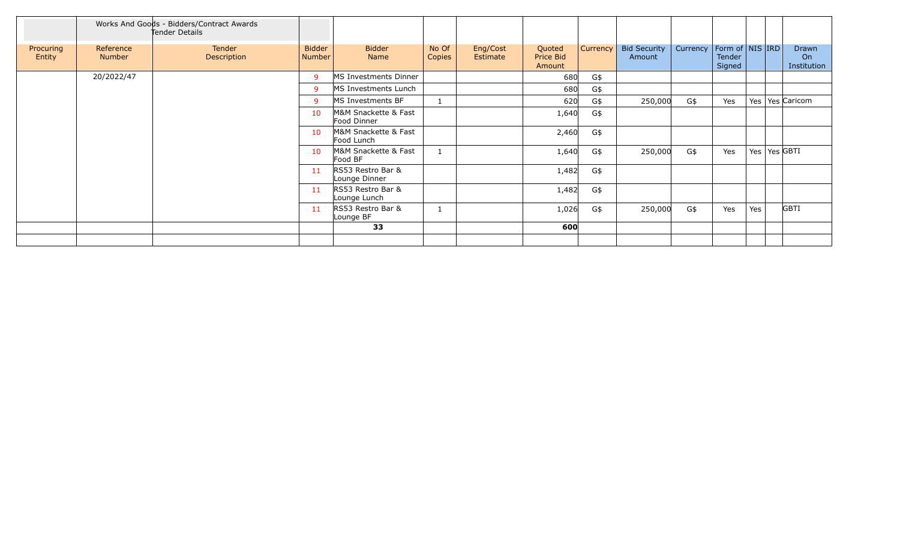| | Works And Goods - Bidders/Contract Awards Tender Details | | | | | | | | | | | | | |
|---|---|---|---|---|---|---|---|---|---|---|---|---|---|---|
| Procuring Entity | Reference Number | Tender Description | Bidder Number | Bidder Name | No Of Copies | Eng/Cost Estimate | Quoted Price Bid Amount | Currency | Bid Security Amount | Currency | Form of Tender Signed | NIS | IRD | Drawn On Institution |
| | 20/2022/47 | | 9 | MS Investments Dinner | | | 680 | G$ | | | | | | |
| | | | 9 | MS Investments Lunch | | | 680 | G$ | | | | | | |
| | | | 9 | MS Investments BF | 1 | | 620 | G$ | 250,000 | G$ | Yes | Yes | Yes | Caricom |
| | | | 10 | M&M Snackette & Fast Food Dinner | | | 1,640 | G$ | | | | | | |
| | | | 10 | M&M Snackette & Fast Food Lunch | | | 2,460 | G$ | | | | | | |
| | | | 10 | M&M Snackette & Fast Food BF | 1 | | 1,640 | G$ | 250,000 | G$ | Yes | Yes | Yes | GBTI |
| | | | 11 | RS53 Restro Bar & Lounge Dinner | | | 1,482 | G$ | | | | | | |
| | | | 11 | RS53 Restro Bar & Lounge Lunch | | | 1,482 | G$ | | | | | | |
| | | | 11 | RS53 Restro Bar & Lounge BF | 1 | | 1,026 | G$ | 250,000 | G$ | Yes | Yes | | GBTI |
| | | | | **33** | | | **600** | | | | | | | |
| | | | | | | | | | | | | | | |